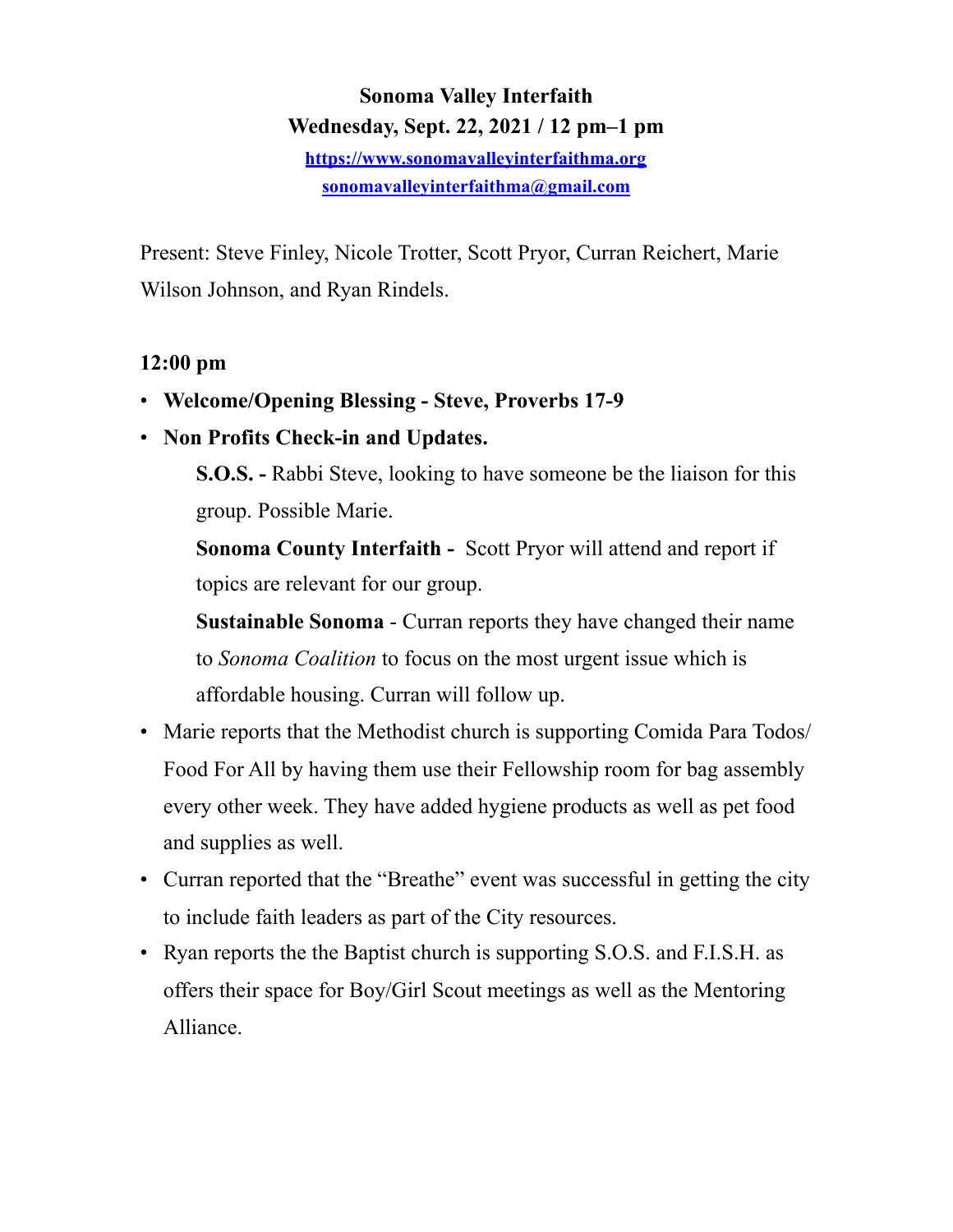**Sonoma Valley Interfaith**

**Wednesday, Sept. 22, 2021 / 12 pm–1 pm**

[https://www.sonomavalleyinterfaithma.org](https://www.sonomavalleyinterfaithma.org)

[sonomavalleyinterfaithma@gmail.com](mailto:sonomavalleyinterfaithma@gmail.com)

Present: Steve Finley, Nicole Trotter, Scott Pryor, Curran Reichert, Marie Wilson Johnson, and Ryan Rindels.

**12:00 pm**

- **Welcome/Opening Blessing - Steve, Proverbs 17-9**
- **Non Profits Check-in and Updates.**

  **S.O.S. -** Rabbi Steve, looking to have someone be the liaison for this group. Possible Marie.

  **Sonoma County Interfaith -** Scott Pryor will attend and report if topics are relevant for our group.

  **Sustainable Sonoma** - Curran reports they have changed their name to *Sonoma Coalition* to focus on the most urgent issue which is affordable housing. Curran will follow up.

- Marie reports that the Methodist church is supporting Comida Para Todos/ Food For All by having them use their Fellowship room for bag assembly every other week. They have added hygiene products as well as pet food and supplies as well.
- Curran reported that the "Breathe" event was successful in getting the city to include faith leaders as part of the City resources.
- Ryan reports the the Baptist church is supporting S.O.S. and F.I.S.H. as offers their space for Boy/Girl Scout meetings as well as the Mentoring Alliance.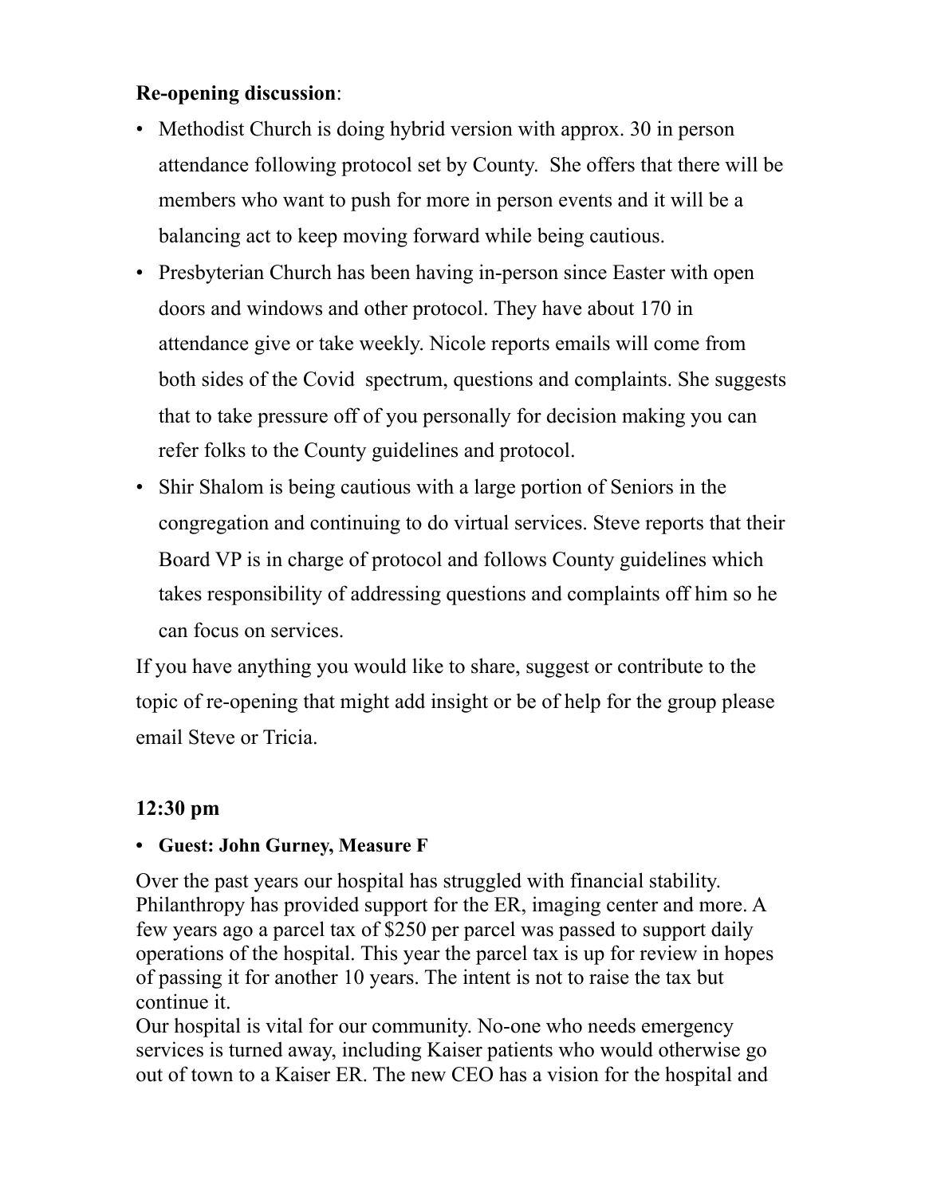**Re-opening discussion**:

- Methodist Church is doing hybrid version with approx. 30 in person attendance following protocol set by County. She offers that there will be members who want to push for more in person events and it will be a balancing act to keep moving forward while being cautious.
- Presbyterian Church has been having in-person since Easter with open doors and windows and other protocol. They have about 170 in attendance give or take weekly. Nicole reports emails will come from both sides of the Covid spectrum, questions and complaints. She suggests that to take pressure off of you personally for decision making you can refer folks to the County guidelines and protocol.
- Shir Shalom is being cautious with a large portion of Seniors in the congregation and continuing to do virtual services. Steve reports that their Board VP is in charge of protocol and follows County guidelines which takes responsibility of addressing questions and complaints off him so he can focus on services.

If you have anything you would like to share, suggest or contribute to the topic of re-opening that might add insight or be of help for the group please email Steve or Tricia.

**12:30 pm**

- **Guest: John Gurney, Measure F**

Over the past years our hospital has struggled with financial stability. Philanthropy has provided support for the ER, imaging center and more. A few years ago a parcel tax of $250 per parcel was passed to support daily operations of the hospital. This year the parcel tax is up for review in hopes of passing it for another 10 years. The intent is not to raise the tax but continue it.

Our hospital is vital for our community. No-one who needs emergency services is turned away, including Kaiser patients who would otherwise go out of town to a Kaiser ER. The new CEO has a vision for the hospital and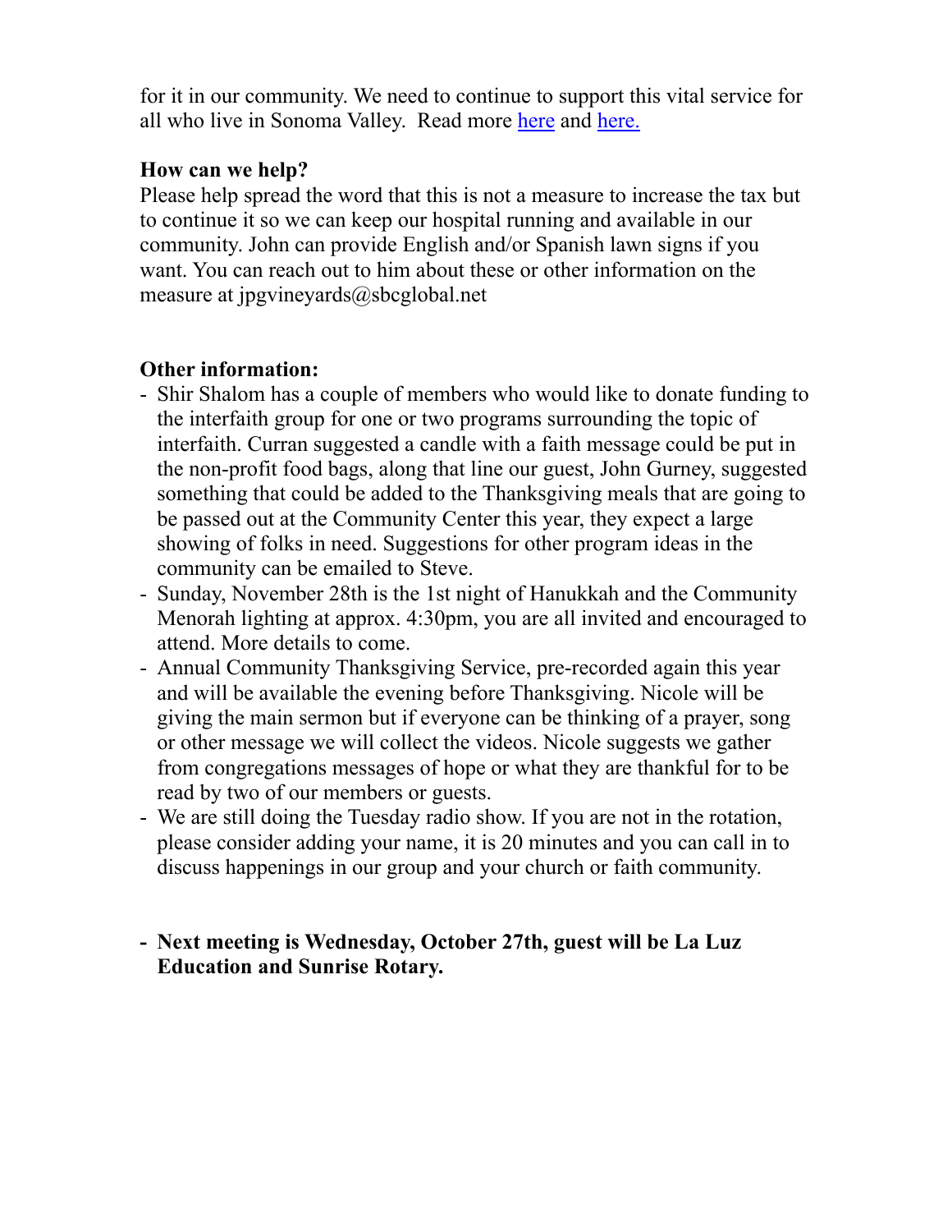for it in our community. We need to continue to support this vital service for all who live in Sonoma Valley. Read more here and here.

**How can we help?**

Please help spread the word that this is not a measure to increase the tax but to continue it so we can keep our hospital running and available in our community. John can provide English and/or Spanish lawn signs if you want. You can reach out to him about these or other information on the measure at jpgvineyards@sbcglobal.net

**Other information:**

- Shir Shalom has a couple of members who would like to donate funding to the interfaith group for one or two programs surrounding the topic of interfaith. Curran suggested a candle with a faith message could be put in the non-profit food bags, along that line our guest, John Gurney, suggested something that could be added to the Thanksgiving meals that are going to be passed out at the Community Center this year, they expect a large showing of folks in need. Suggestions for other program ideas in the community can be emailed to Steve.
- Sunday, November 28th is the 1st night of Hanukkah and the Community Menorah lighting at approx. 4:30pm, you are all invited and encouraged to attend. More details to come.
- Annual Community Thanksgiving Service, pre-recorded again this year and will be available the evening before Thanksgiving. Nicole will be giving the main sermon but if everyone can be thinking of a prayer, song or other message we will collect the videos. Nicole suggests we gather from congregations messages of hope or what they are thankful for to be read by two of our members or guests.
- We are still doing the Tuesday radio show. If you are not in the rotation, please consider adding your name, it is 20 minutes and you can call in to discuss happenings in our group and your church or faith community.

- **Next meeting is Wednesday, October 27th, guest will be La Luz Education and Sunrise Rotary.**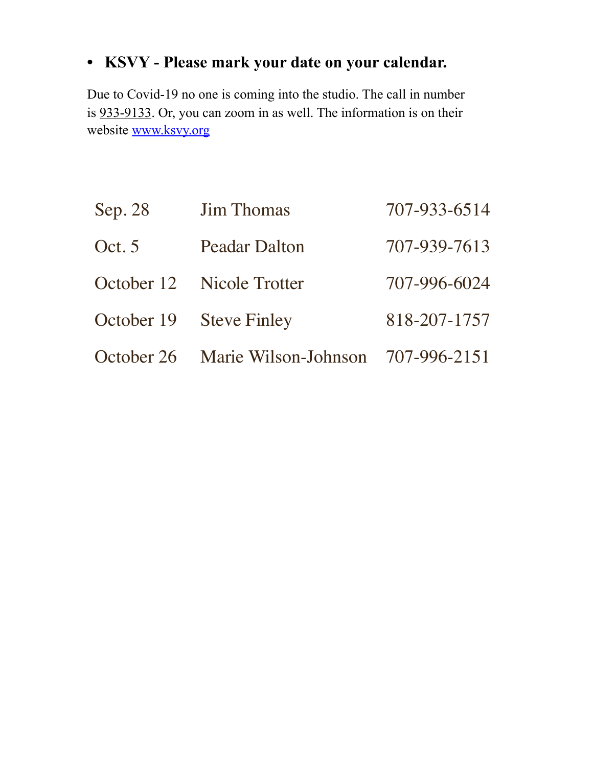- **KSVY - Please mark your date on your calendar.**

Due to Covid-19 no one is coming into the studio. The call in number is 933-9133. Or, you can zoom in as well. The information is on their website [www.ksvy.org](http://www.ksvy.org)

| | | |
|---|---|---|
| Sep. 28 | Jim Thomas | 707-933-6514 |
| Oct. 5 | Peadar Dalton | 707-939-7613 |
| October 12 | Nicole Trotter | 707-996-6024 |
| October 19 | Steve Finley | 818-207-1757 |
| October 26 | Marie Wilson-Johnson | 707-996-2151 |